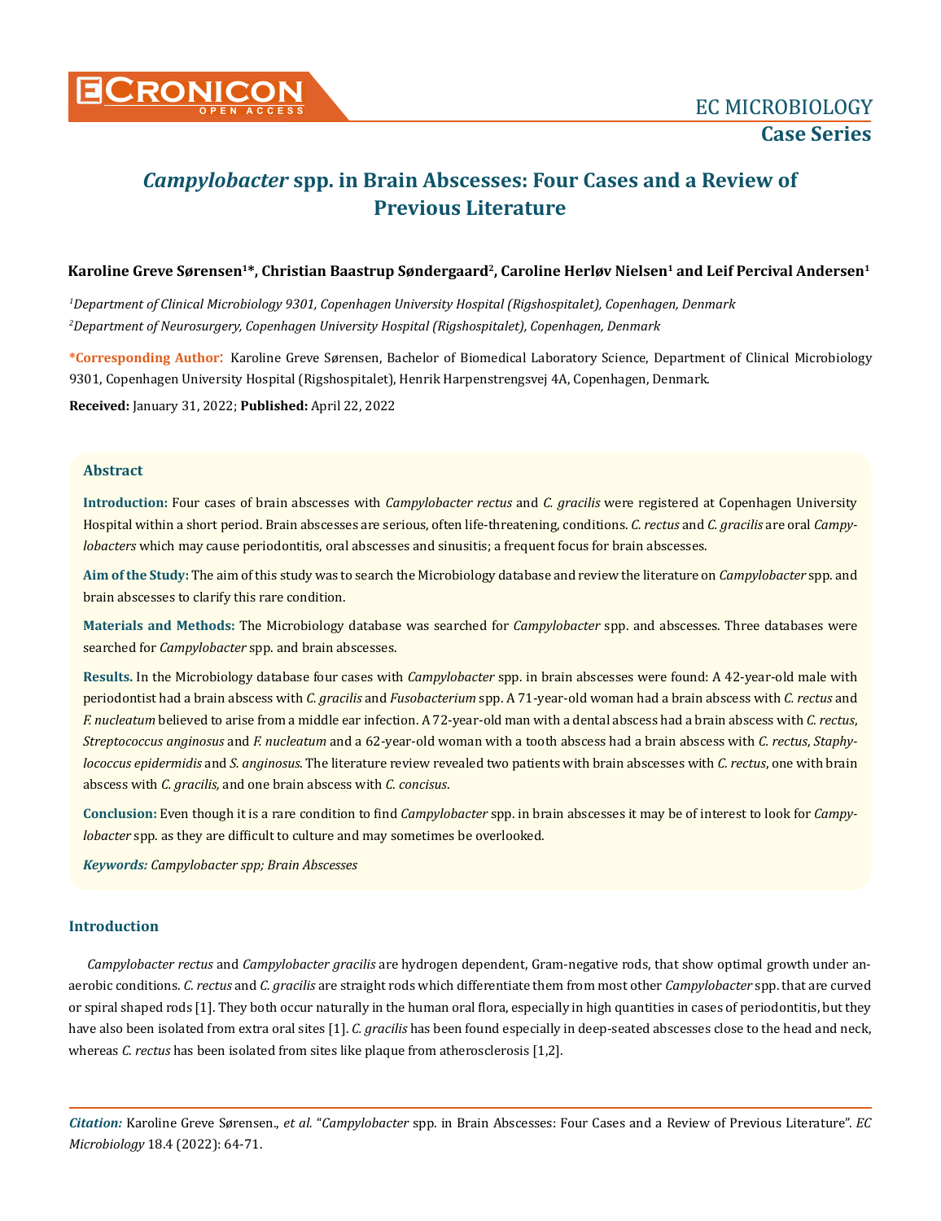# *Campylobacter* spp. in Brain Abscesses: Four Cases and a Review of Previous Literature

**Karoline Greve Sørensen[1]*, Christian Baastrup Søndergaard[2], Caroline Herløv Nielsen[1] and Leif Percival Andersen[1]**

*[1]Department of Clinical Microbiology 9301, Copenhagen University Hospital (Rigshospitalet), Copenhagen, Denmark*

*[2]Department of Neurosurgery, Copenhagen University Hospital (Rigshospitalet), Copenhagen, Denmark*

**\*Corresponding Author:** Karoline Greve Sørensen, Bachelor of Biomedical Laboratory Science, Department of Clinical Microbiology 9301, Copenhagen University Hospital (Rigshospitalet), Henrik Harpenstrengsvej 4A, Copenhagen, Denmark.

**Received:** January 31, 2022; **Published:** April 22, 2022

## Abstract

**Introduction:** Four cases of brain abscesses with *Campylobacter rectus* and *C. gracilis* were registered at Copenhagen University Hospital within a short period. Brain abscesses are serious, often life-threatening, conditions. *C. rectus* and *C. gracilis* are oral *Campylobacters* which may cause periodontitis, oral abscesses and sinusitis; a frequent focus for brain abscesses.

**Aim of the Study:** The aim of this study was to search the Microbiology database and review the literature on *Campylobacter* spp. and brain abscesses to clarify this rare condition.

**Materials and Methods:** The Microbiology database was searched for *Campylobacter* spp. and abscesses. Three databases were searched for *Campylobacter* spp. and brain abscesses.

**Results.** In the Microbiology database four cases with *Campylobacter* spp. in brain abscesses were found: A 42-year-old male with periodontist had a brain abscess with *C. gracilis* and *Fusobacterium* spp. A 71-year-old woman had a brain abscess with *C. rectus* and *F. nucleatum* believed to arise from a middle ear infection. A 72-year-old man with a dental abscess had a brain abscess with *C. rectus*, *Streptococcus anginosus* and *F. nucleatum* and a 62-year-old woman with a tooth abscess had a brain abscess with *C. rectus*, *Staphylococcus epidermidis* and *S. anginosus*. The literature review revealed two patients with brain abscesses with *C. rectus*, one with brain abscess with *C. gracilis,* and one brain abscess with *C. concisus*.

**Conclusion:** Even though it is a rare condition to find *Campylobacter* spp. in brain abscesses it may be of interest to look for *Campylobacter* spp. as they are difficult to culture and may sometimes be overlooked.

***Keywords:*** *Campylobacter spp; Brain Abscesses*

## Introduction

*Campylobacter rectus* and *Campylobacter gracilis* are hydrogen dependent, Gram-negative rods, that show optimal growth under anaerobic conditions. *C. rectus* and *C. gracilis* are straight rods which differentiate them from most other *Campylobacter* spp. that are curved or spiral shaped rods [1]. They both occur naturally in the human oral flora, especially in high quantities in cases of periodontitis, but they have also been isolated from extra oral sites [1]. *C. gracilis* has been found especially in deep-seated abscesses close to the head and neck, whereas *C. rectus* has been isolated from sites like plaque from atherosclerosis [1,2].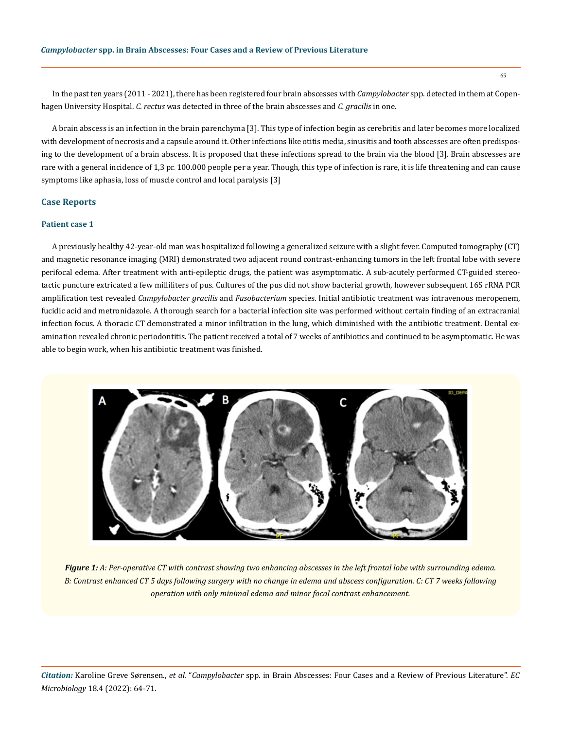In the past ten years (2011 - 2021), there has been registered four brain abscesses with *Campylobacter* spp. detected in them at Copenhagen University Hospital. *C. rectus* was detected in three of the brain abscesses and *C. gracilis* in one.

A brain abscess is an infection in the brain parenchyma [3]. This type of infection begin as cerebritis and later becomes more localized with development of necrosis and a capsule around it. Other infections like otitis media, sinusitis and tooth abscesses are often predisposing to the development of a brain abscess. It is proposed that these infections spread to the brain via the blood [3]. Brain abscesses are rare with a general incidence of 1,3 pr. 100.000 people per ~~a~~ year. Though, this type of infection is rare, it is life threatening and can cause symptoms like aphasia, loss of muscle control and local paralysis [3]

## Case Reports

### Patient case 1

A previously healthy 42-year-old man was hospitalized following a generalized seizure with a slight fever. Computed tomography (CT) and magnetic resonance imaging (MRI) demonstrated two adjacent round contrast-enhancing tumors in the left frontal lobe with severe perifocal edema. After treatment with anti-epileptic drugs, the patient was asymptomatic. A sub-acutely performed CT-guided stereotactic puncture extricated a few milliliters of pus. Cultures of the pus did not show bacterial growth, however subsequent 16S rRNA PCR amplification test revealed *Campylobacter gracilis* and *Fusobacterium* species. Initial antibiotic treatment was intravenous meropenem, fucidic acid and metronidazole. A thorough search for a bacterial infection site was performed without certain finding of an extracranial infection focus. A thoracic CT demonstrated a minor infiltration in the lung, which diminished with the antibiotic treatment. Dental examination revealed chronic periodontitis. The patient received a total of 7 weeks of antibiotics and continued to be asymptomatic. He was able to begin work, when his antibiotic treatment was finished.

***Figure 1:*** *A: Per-operative CT with contrast showing two enhancing abscesses in the left frontal lobe with surrounding edema. B: Contrast enhanced CT 5 days following surgery with no change in edema and abscess configuration. C: CT 7 weeks following operation with only minimal edema and minor focal contrast enhancement.*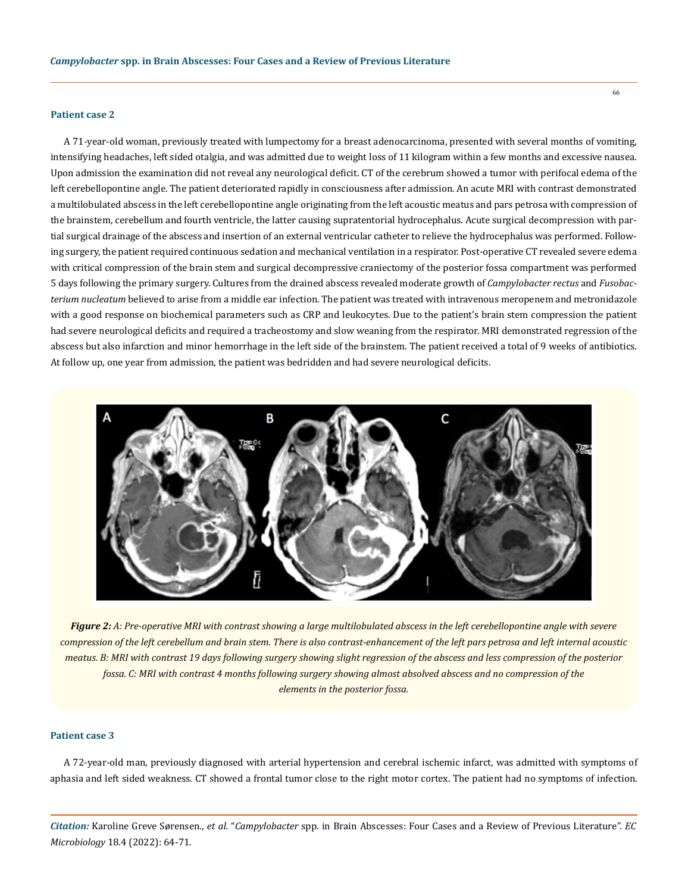### Patient case 2

A 71-year-old woman, previously treated with lumpectomy for a breast adenocarcinoma, presented with several months of vomiting, intensifying headaches, left sided otalgia, and was admitted due to weight loss of 11 kilogram within a few months and excessive nausea. Upon admission the examination did not reveal any neurological deficit. CT of the cerebrum showed a tumor with perifocal edema of the left cerebellopontine angle. The patient deteriorated rapidly in consciousness after admission. An acute MRI with contrast demonstrated a multilobulated abscess in the left cerebellopontine angle originating from the left acoustic meatus and pars petrosa with compression of the brainstem, cerebellum and fourth ventricle, the latter causing supratentorial hydrocephalus. Acute surgical decompression with partial surgical drainage of the abscess and insertion of an external ventricular catheter to relieve the hydrocephalus was performed. Following surgery, the patient required continuous sedation and mechanical ventilation in a respirator. Post-operative CT revealed severe edema with critical compression of the brain stem and surgical decompressive craniectomy of the posterior fossa compartment was performed 5 days following the primary surgery. Cultures from the drained abscess revealed moderate growth of *Campylobacter rectus* and *Fusobacterium nucleatum* believed to arise from a middle ear infection. The patient was treated with intravenous meropenem and metronidazole with a good response on biochemical parameters such as CRP and leukocytes. Due to the patient's brain stem compression the patient had severe neurological deficits and required a tracheostomy and slow weaning from the respirator. MRI demonstrated regression of the abscess but also infarction and minor hemorrhage in the left side of the brainstem. The patient received a total of 9 weeks of antibiotics. At follow up, one year from admission, the patient was bedridden and had severe neurological deficits.

***Figure 2:*** *A: Pre-operative MRI with contrast showing a large multilobulated abscess in the left cerebellopontine angle with severe compression of the left cerebellum and brain stem. There is also contrast-enhancement of the left pars petrosa and left internal acoustic meatus. B: MRI with contrast 19 days following surgery showing slight regression of the abscess and less compression of the posterior fossa. C: MRI with contrast 4 months following surgery showing almost absolved abscess and no compression of the elements in the posterior fossa.*

### Patient case 3

A 72-year-old man, previously diagnosed with arterial hypertension and cerebral ischemic infarct, was admitted with symptoms of aphasia and left sided weakness. CT showed a frontal tumor close to the right motor cortex. The patient had no symptoms of infection.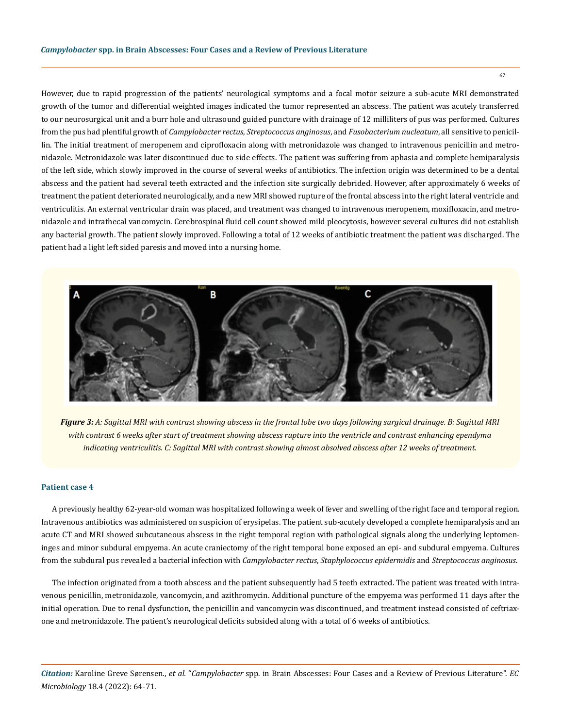However, due to rapid progression of the patients' neurological symptoms and a focal motor seizure a sub-acute MRI demonstrated growth of the tumor and differential weighted images indicated the tumor represented an abscess. The patient was acutely transferred to our neurosurgical unit and a burr hole and ultrasound guided puncture with drainage of 12 milliliters of pus was performed. Cultures from the pus had plentiful growth of *Campylobacter rectus*, *Streptococcus anginosus*, and *Fusobacterium nucleatum*, all sensitive to penicillin. The initial treatment of meropenem and ciprofloxacin along with metronidazole was changed to intravenous penicillin and metronidazole. Metronidazole was later discontinued due to side effects. The patient was suffering from aphasia and complete hemiparalysis of the left side, which slowly improved in the course of several weeks of antibiotics. The infection origin was determined to be a dental abscess and the patient had several teeth extracted and the infection site surgically debrided. However, after approximately 6 weeks of treatment the patient deteriorated neurologically, and a new MRI showed rupture of the frontal abscess into the right lateral ventricle and ventriculitis. An external ventricular drain was placed, and treatment was changed to intravenous meropenem, moxifloxacin, and metronidazole and intrathecal vancomycin. Cerebrospinal fluid cell count showed mild pleocytosis, however several cultures did not establish any bacterial growth. The patient slowly improved. Following a total of 12 weeks of antibiotic treatment the patient was discharged. The patient had a light left sided paresis and moved into a nursing home.

***Figure 3:*** *A: Sagittal MRI with contrast showing abscess in the frontal lobe two days following surgical drainage. B: Sagittal MRI with contrast 6 weeks after start of treatment showing abscess rupture into the ventricle and contrast enhancing ependyma indicating ventriculitis. C: Sagittal MRI with contrast showing almost absolved abscess after 12 weeks of treatment.*

### Patient case 4

A previously healthy 62-year-old woman was hospitalized following a week of fever and swelling of the right face and temporal region. Intravenous antibiotics was administered on suspicion of erysipelas. The patient sub-acutely developed a complete hemiparalysis and an acute CT and MRI showed subcutaneous abscess in the right temporal region with pathological signals along the underlying leptomeninges and minor subdural empyema. An acute craniectomy of the right temporal bone exposed an epi- and subdural empyema. Cultures from the subdural pus revealed a bacterial infection with *Campylobacter rectus*, *Staphylococcus epidermidis* and *Streptococcus anginosus*.

The infection originated from a tooth abscess and the patient subsequently had 5 teeth extracted. The patient was treated with intravenous penicillin, metronidazole, vancomycin, and azithromycin. Additional puncture of the empyema was performed 11 days after the initial operation. Due to renal dysfunction, the penicillin and vancomycin was discontinued, and treatment instead consisted of ceftriaxone and metronidazole. The patient's neurological deficits subsided along with a total of 6 weeks of antibiotics.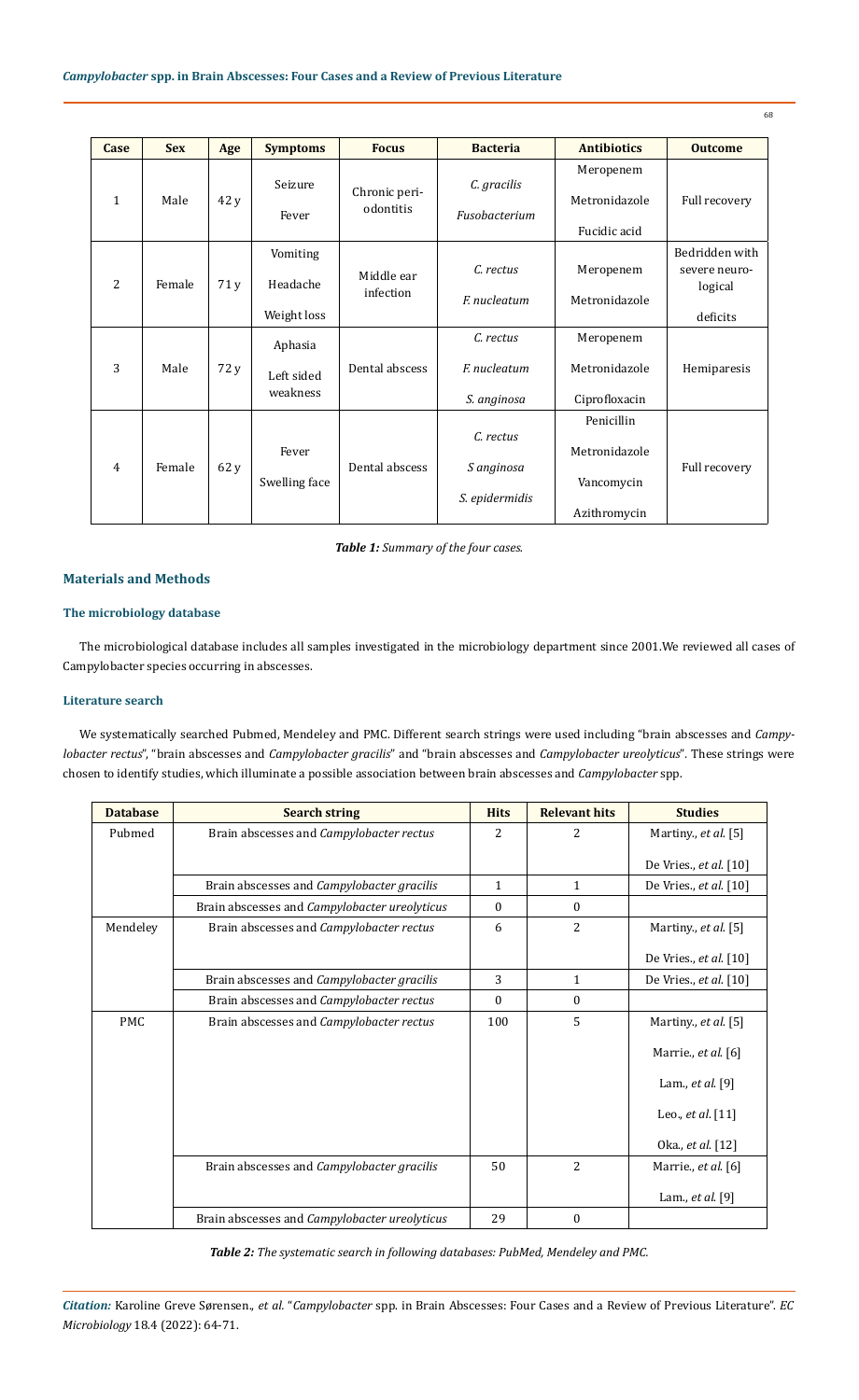| Case | Sex | Age | Symptoms | Focus | Bacteria | Antibiotics | Outcome |
|---|---|---|---|---|---|---|---|
| 1 | Male | 42 y | Seizure<br>Fever | Chronic peri-odontitis | *C. gracilis*<br>*Fusobacterium* | Meropenem<br>Metronidazole<br>Fucidic acid | Full recovery |
| 2 | Female | 71 y | Vomiting<br>Headache<br>Weight loss | Middle ear infection | *C. rectus*<br>*F. nucleatum* | Meropenem<br>Metronidazole | Bedridden with severe neuro-logical deficits |
| 3 | Male | 72 y | Aphasia<br>Left sided weakness | Dental abscess | *C. rectus*<br>*F. nucleatum*<br>*S. anginosa* | Meropenem<br>Metronidazole<br>Ciprofloxacin | Hemiparesis |
| 4 | Female | 62 y | Fever<br>Swelling face | Dental abscess | *C. rectus*<br>*S anginosa*<br>*S. epidermidis* | Penicillin<br>Metronidazole<br>Vancomycin<br>Azithromycin | Full recovery |

***Table 1:** Summary of the four cases.*

## Materials and Methods

### The microbiology database

The microbiological database includes all samples investigated in the microbiology department since 2001.We reviewed all cases of Campylobacter species occurring in abscesses.

### Literature search

We systematically searched Pubmed, Mendeley and PMC. Different search strings were used including "brain abscesses and *Campylobacter rectus*", "brain abscesses and *Campylobacter gracilis*" and "brain abscesses and *Campylobacter ureolyticus*". These strings were chosen to identify studies, which illuminate a possible association between brain abscesses and *Campylobacter* spp.

| Database | Search string | Hits | Relevant hits | Studies |
|---|---|---|---|---|
| Pubmed | Brain abscesses and *Campylobacter rectus* | 2 | 2 | Martiny., *et al.* [5]<br>De Vries., *et al.* [10] |
| | Brain abscesses and *Campylobacter gracilis* | 1 | 1 | De Vries., *et al.* [10] |
| | Brain abscesses and *Campylobacter ureolyticus* | 0 | 0 | |
| Mendeley | Brain abscesses and *Campylobacter rectus* | 6 | 2 | Martiny., *et al.* [5]<br>De Vries., *et al.* [10] |
| | Brain abscesses and *Campylobacter gracilis* | 3 | 1 | De Vries., *et al.* [10] |
| | Brain abscesses and *Campylobacter rectus* | 0 | 0 | |
| PMC | Brain abscesses and *Campylobacter rectus* | 100 | 5 | Martiny., *et al.* [5]<br>Marrie., *et al.* [6]<br>Lam., *et al.* [9]<br>Leo., *et al.* [11]<br>Oka., *et al.* [12] |
| | Brain abscesses and *Campylobacter gracilis* | 50 | 2 | Marrie., *et al.* [6]<br>Lam., *et al.* [9] |
| | Brain abscesses and *Campylobacter ureolyticus* | 29 | 0 | |

***Table 2:** The systematic search in following databases: PubMed, Mendeley and PMC.*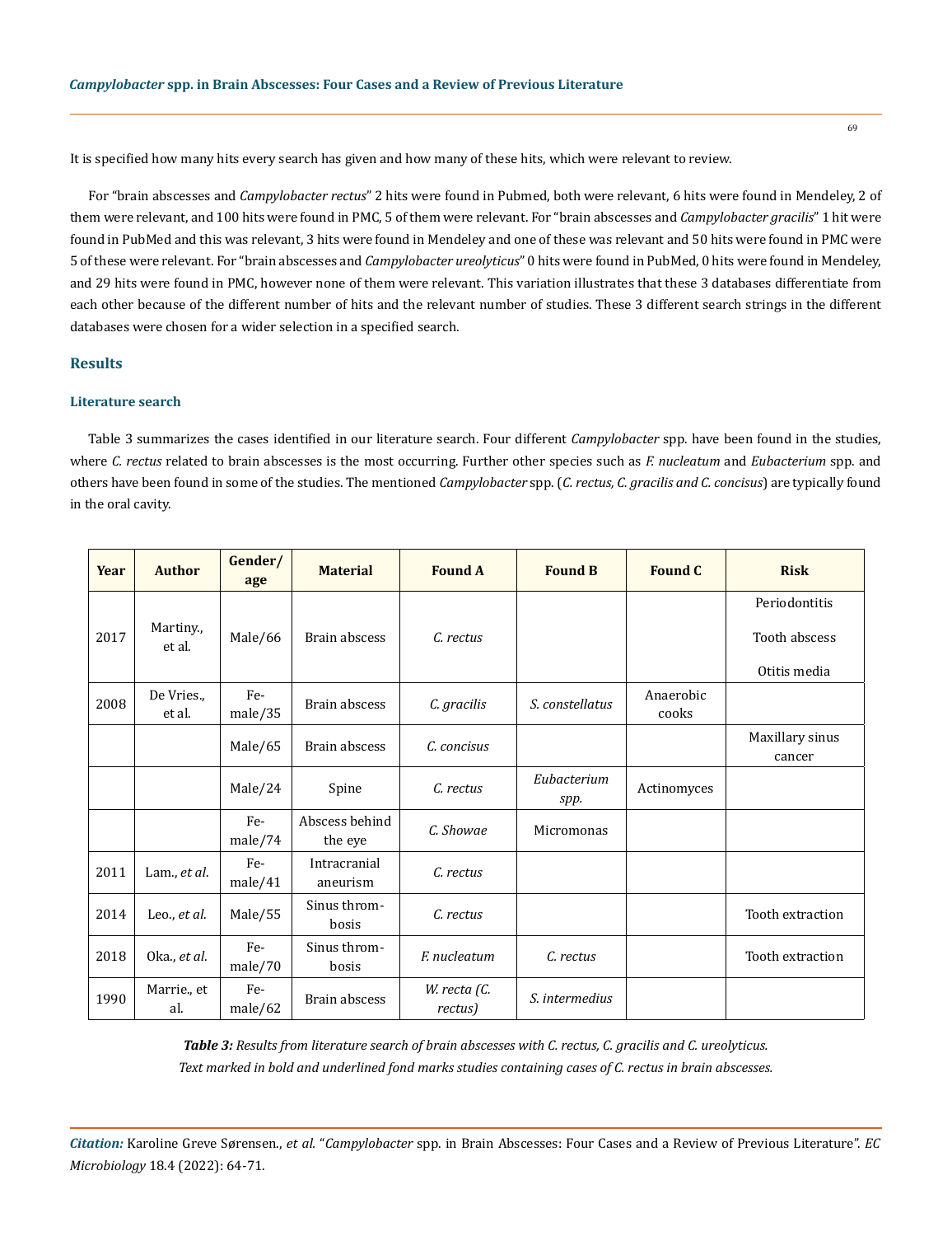It is specified how many hits every search has given and how many of these hits, which were relevant to review.

For "brain abscesses and *Campylobacter rectus*" 2 hits were found in Pubmed, both were relevant, 6 hits were found in Mendeley, 2 of them were relevant, and 100 hits were found in PMC, 5 of them were relevant. For "brain abscesses and *Campylobacter gracilis*" 1 hit were found in PubMed and this was relevant, 3 hits were found in Mendeley and one of these was relevant and 50 hits were found in PMC were 5 of these were relevant. For "brain abscesses and *Campylobacter ureolyticus*" 0 hits were found in PubMed, 0 hits were found in Mendeley, and 29 hits were found in PMC, however none of them were relevant. This variation illustrates that these 3 databases differentiate from each other because of the different number of hits and the relevant number of studies. These 3 different search strings in the different databases were chosen for a wider selection in a specified search.

## Results

### Literature search

Table 3 summarizes the cases identified in our literature search. Four different *Campylobacter* spp. have been found in the studies, where *C. rectus* related to brain abscesses is the most occurring. Further other species such as *F. nucleatum* and *Eubacterium* spp. and others have been found in some of the studies. The mentioned *Campylobacter* spp. (*C. rectus, C. gracilis and C. concisus*) are typically found in the oral cavity.

| Year | Author | Gender/ age | Material | Found A | Found B | Found C | Risk |
|---|---|---|---|---|---|---|---|
| 2017 | Martiny., et al. | Male/66 | Brain abscess | *C. rectus* | | | Periodontitis<br>Tooth abscess<br>Otitis media |
| 2008 | De Vries., et al. | Female/35 | Brain abscess | *C. gracilis* | *S. constellatus* | Anaerobic cooks | |
| | | Male/65 | Brain abscess | *C. concisus* | | | Maxillary sinus cancer |
| | | Male/24 | Spine | *C. rectus* | *Eubacterium spp.* | Actinomyces | |
| | | Female/74 | Abscess behind the eye | *C. Showae* | Micromonas | | |
| 2011 | Lam., *et al.* | Female/41 | Intracranial aneurism | *C. rectus* | | | |
| 2014 | Leo., *et al.* | Male/55 | Sinus thrombosis | *C. rectus* | | | Tooth extraction |
| 2018 | Oka., *et al.* | Female/70 | Sinus thrombosis | *F. nucleatum* | *C. rectus* | | Tooth extraction |
| 1990 | Marrie., et al. | Female/62 | Brain abscess | *W. recta (C. rectus)* | *S. intermedius* | | |

***Table 3:*** *Results from literature search of brain abscesses with C. rectus, C. gracilis and C. ureolyticus. Text marked in bold and underlined fond marks studies containing cases of C. rectus in brain abscesses.*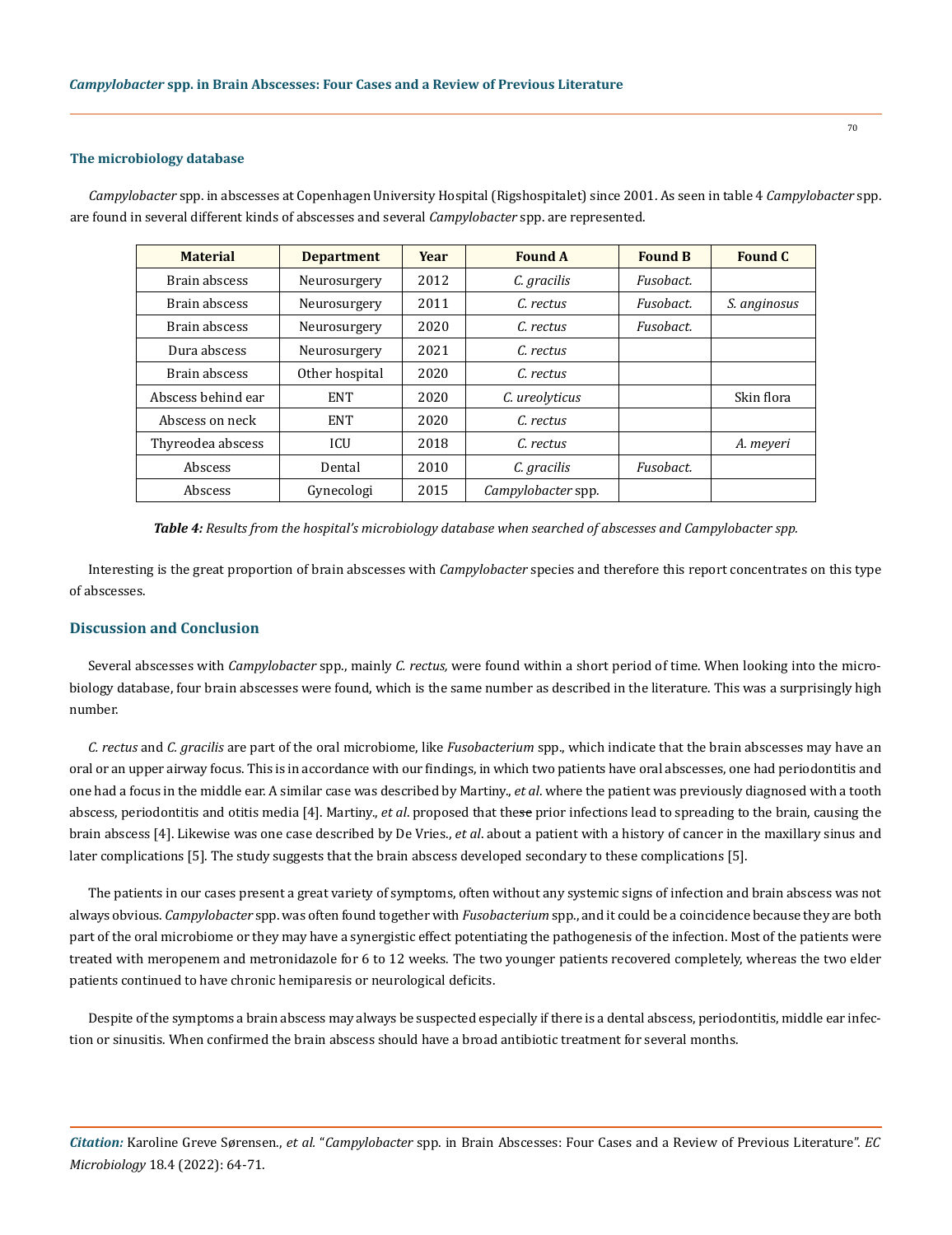### The microbiology database

*Campylobacter* spp. in abscesses at Copenhagen University Hospital (Rigshospitalet) since 2001. As seen in table 4 *Campylobacter* spp. are found in several different kinds of abscesses and several *Campylobacter* spp. are represented.

| Material | Department | Year | Found A | Found B | Found C |
|---|---|---|---|---|---|
| Brain abscess | Neurosurgery | 2012 | *C. gracilis* | *Fusobact.* | |
| Brain abscess | Neurosurgery | 2011 | *C. rectus* | *Fusobact.* | *S. anginosus* |
| Brain abscess | Neurosurgery | 2020 | *C. rectus* | *Fusobact.* | |
| Dura abscess | Neurosurgery | 2021 | *C. rectus* | | |
| Brain abscess | Other hospital | 2020 | *C. rectus* | | |
| Abscess behind ear | ENT | 2020 | *C. ureolyticus* | | Skin flora |
| Abscess on neck | ENT | 2020 | *C. rectus* | | |
| Thyreodea abscess | ICU | 2018 | *C. rectus* | | *A. meyeri* |
| Abscess | Dental | 2010 | *C. gracilis* | *Fusobact.* | |
| Abscess | Gynecologi | 2015 | *Campylobacter* spp. | | |

***Table 4:*** *Results from the hospital's microbiology database when searched of abscesses and Campylobacter spp.*

Interesting is the great proportion of brain abscesses with *Campylobacter* species and therefore this report concentrates on this type of abscesses.

## Discussion and Conclusion

Several abscesses with *Campylobacter* spp., mainly *C. rectus,* were found within a short period of time. When looking into the microbiology database, four brain abscesses were found, which is the same number as described in the literature. This was a surprisingly high number.

*C. rectus* and *C. gracilis* are part of the oral microbiome, like *Fusobacterium* spp., which indicate that the brain abscesses may have an oral or an upper airway focus. This is in accordance with our findings, in which two patients have oral abscesses, one had periodontitis and one had a focus in the middle ear. A similar case was described by Martiny., *et al*. where the patient was previously diagnosed with a tooth abscess, periodontitis and otitis media [4]. Martiny., *et al*. proposed that these prior infections lead to spreading to the brain, causing the brain abscess [4]. Likewise was one case described by De Vries., *et al*. about a patient with a history of cancer in the maxillary sinus and later complications [5]. The study suggests that the brain abscess developed secondary to these complications [5].

The patients in our cases present a great variety of symptoms, often without any systemic signs of infection and brain abscess was not always obvious. *Campylobacter* spp. was often found together with *Fusobacterium* spp., and it could be a coincidence because they are both part of the oral microbiome or they may have a synergistic effect potentiating the pathogenesis of the infection. Most of the patients were treated with meropenem and metronidazole for 6 to 12 weeks. The two younger patients recovered completely, whereas the two elder patients continued to have chronic hemiparesis or neurological deficits.

Despite of the symptoms a brain abscess may always be suspected especially if there is a dental abscess, periodontitis, middle ear infection or sinusitis. When confirmed the brain abscess should have a broad antibiotic treatment for several months.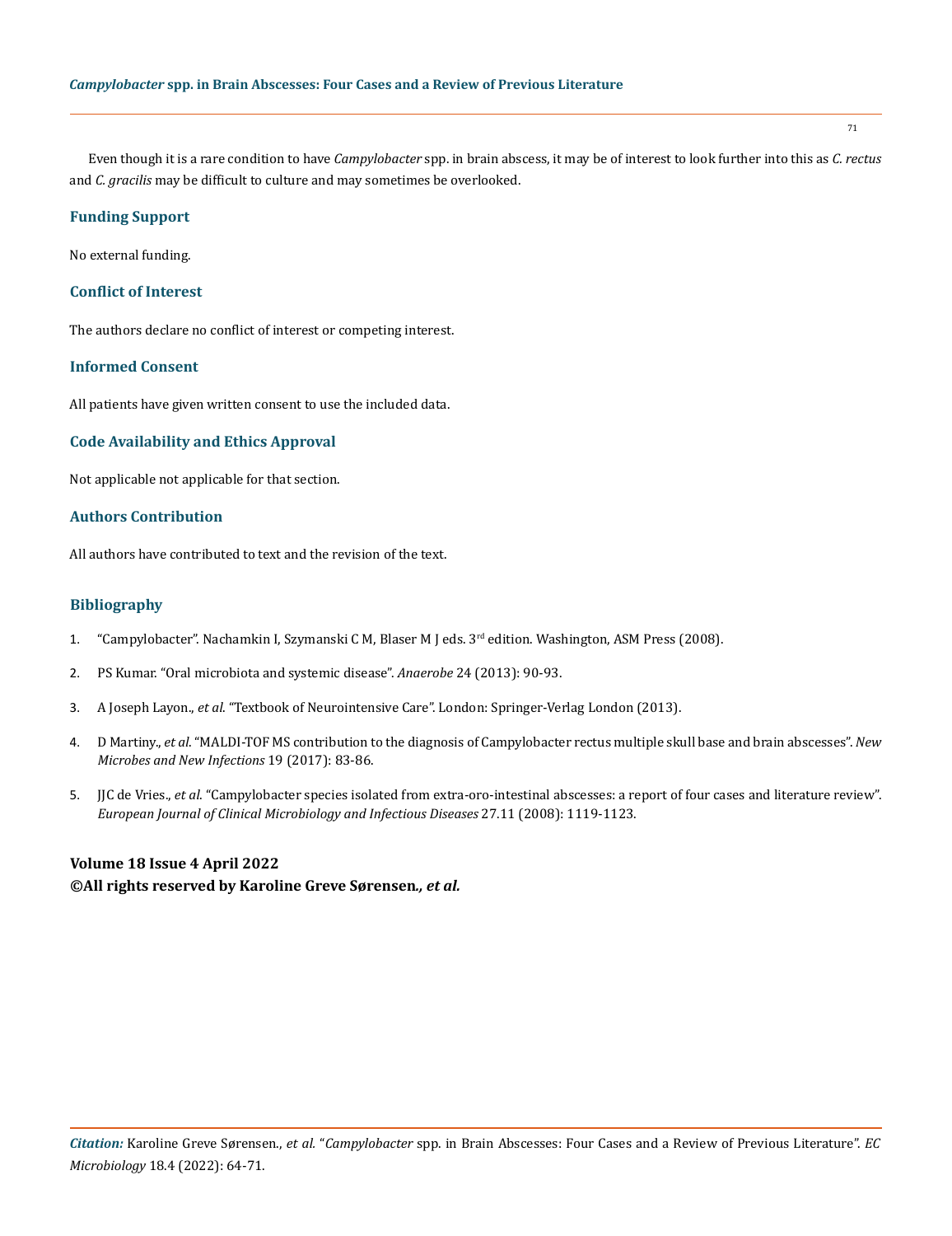Even though it is a rare condition to have *Campylobacter* spp. in brain abscess, it may be of interest to look further into this as *C. rectus* and *C. gracilis* may be difficult to culture and may sometimes be overlooked.

## Funding Support

No external funding.

## Conflict of Interest

The authors declare no conflict of interest or competing interest.

## Informed Consent

All patients have given written consent to use the included data.

## Code Availability and Ethics Approval

Not applicable not applicable for that section.

## Authors Contribution

All authors have contributed to text and the revision of the text.

## Bibliography

1. "Campylobacter". Nachamkin I, Szymanski C M, Blaser M J eds. 3rd edition. Washington, ASM Press (2008).
2. PS Kumar. "Oral microbiota and systemic disease". *Anaerobe* 24 (2013): 90-93.
3. A Joseph Layon., *et al*. "Textbook of Neurointensive Care". London: Springer-Verlag London (2013).
4. D Martiny., *et al*. "MALDI-TOF MS contribution to the diagnosis of Campylobacter rectus multiple skull base and brain abscesses". *New Microbes and New Infections* 19 (2017): 83-86.
5. JJC de Vries., *et al*. "Campylobacter species isolated from extra-oro-intestinal abscesses: a report of four cases and literature review". *European Journal of Clinical Microbiology and Infectious Diseases* 27.11 (2008): 1119-1123.

**Volume 18 Issue 4 April 2022**
**©All rights reserved by Karoline Greve Sørensen*., et al.***